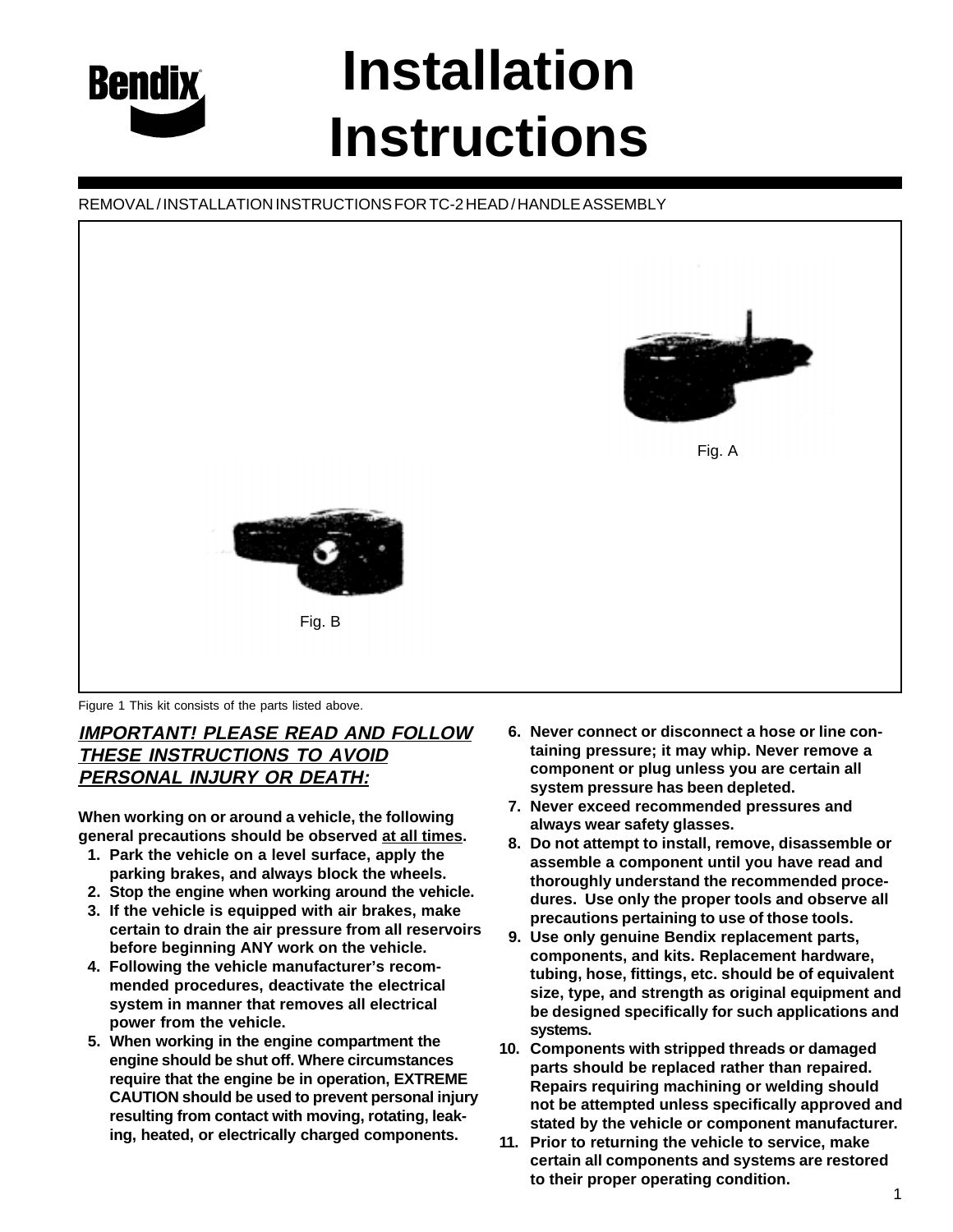# Installation Instructions

REMOVAL / INSTALLATION INSTRUCTIONS FOR TC-2 HEAD / HANDLE ASSEMBLY

Fig. A

Fig. B

Figure 1 This kit consists of the parts listed above.

***IMPORTANT! PLEASE READ AND FOLLOW THESE INSTRUCTIONS TO AVOID PERSONAL INJURY OR DEATH:***

**When working on or around a vehicle, the following general precautions should be observed at all times.**

1. **Park the vehicle on a level surface, apply the parking brakes, and always block the wheels.**
2. **Stop the engine when working around the vehicle.**
3. **If the vehicle is equipped with air brakes, make certain to drain the air pressure from all reservoirs before beginning ANY work on the vehicle.**
4. **Following the vehicle manufacturer's recommended procedures, deactivate the electrical system in manner that removes all electrical power from the vehicle.**
5. **When working in the engine compartment the engine should be shut off. Where circumstances require that the engine be in operation, EXTREME CAUTION should be used to prevent personal injury resulting from contact with moving, rotating, leaking, heated, or electrically charged components.**
6. **Never connect or disconnect a hose or line containing pressure; it may whip. Never remove a component or plug unless you are certain all system pressure has been depleted.**
7. **Never exceed recommended pressures and always wear safety glasses.**
8. **Do not attempt to install, remove, disassemble or assemble a component until you have read and thoroughly understand the recommended procedures. Use only the proper tools and observe all precautions pertaining to use of those tools.**
9. **Use only genuine Bendix replacement parts, components, and kits. Replacement hardware, tubing, hose, fittings, etc. should be of equivalent size, type, and strength as original equipment and be designed specifically for such applications and systems.**
10. **Components with stripped threads or damaged parts should be replaced rather than repaired. Repairs requiring machining or welding should not be attempted unless specifically approved and stated by the vehicle or component manufacturer.**
11. **Prior to returning the vehicle to service, make certain all components and systems are restored to their proper operating condition.**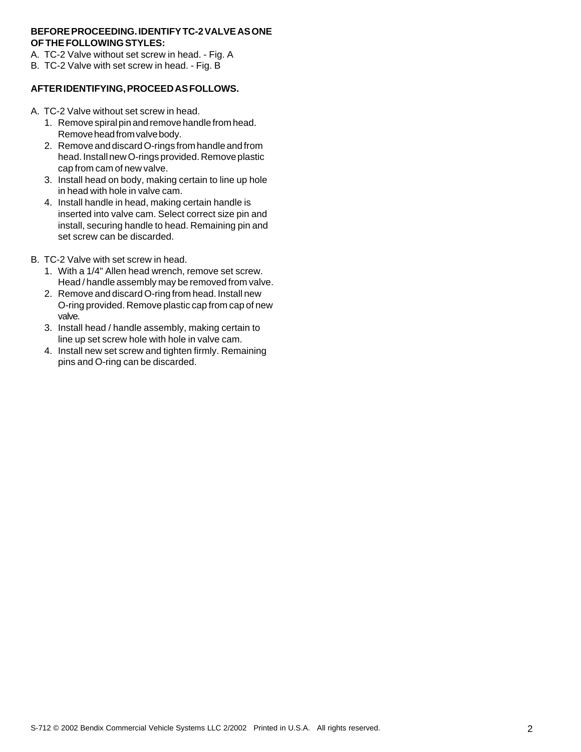**BEFORE PROCEEDING. IDENTIFY TC-2 VALVE AS ONE OF THE FOLLOWING STYLES:**

A. TC-2 Valve without set screw in head. - Fig. A
B. TC-2 Valve with set screw in head. - Fig. B

**AFTER IDENTIFYING, PROCEED AS FOLLOWS.**

A. TC-2 Valve without set screw in head.
   1. Remove spiral pin and remove handle from head. Remove head from valve body.
   2. Remove and discard O-rings from handle and from head. Install new O-rings provided. Remove plastic cap from cam of new valve.
   3. Install head on body, making certain to line up hole in head with hole in valve cam.
   4. Install handle in head, making certain handle is inserted into valve cam. Select correct size pin and install, securing handle to head. Remaining pin and set screw can be discarded.

B. TC-2 Valve with set screw in head.
   1. With a 1/4" Allen head wrench, remove set screw. Head / handle assembly may be removed from valve.
   2. Remove and discard O-ring from head. Install new O-ring provided. Remove plastic cap from cap of new valve.
   3. Install head / handle assembly, making certain to line up set screw hole with hole in valve cam.
   4. Install new set screw and tighten firmly. Remaining pins and O-ring can be discarded.

S-712 © 2002 Bendix Commercial Vehicle Systems LLC 2/2002 Printed in U.S.A. All rights reserved.